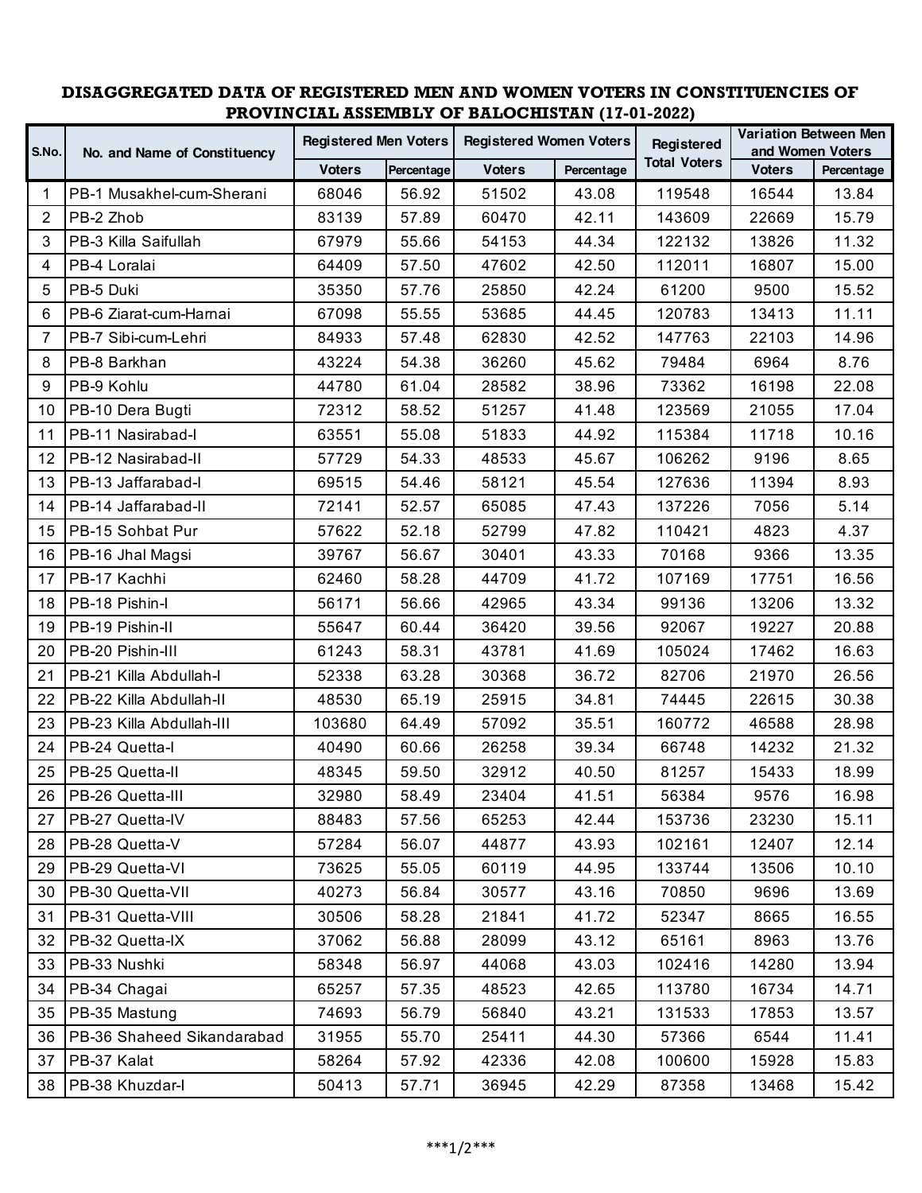**DISAGGREGATED DATA OF REGISTERED MEN AND WOMEN VOTERS IN CONSTITUENCIES OF PROVINCIAL ASSEMBLY OF BALOCHISTAN (17-01-2022)**

| S.No. | No. and Name of Constituency | Registered Men Voters | | Registered Women Voters | | Registered Total Voters | Variation Between Men and Women Voters | |
|---|---|---|---|---|---|---|---|---|
| | | Voters | Percentage | Voters | Percentage | | Voters | Percentage |
| 1 | PB-1 Musakhel-cum-Sherani | 68046 | 56.92 | 51502 | 43.08 | 119548 | 16544 | 13.84 |
| 2 | PB-2 Zhob | 83139 | 57.89 | 60470 | 42.11 | 143609 | 22669 | 15.79 |
| 3 | PB-3 Killa Saifullah | 67979 | 55.66 | 54153 | 44.34 | 122132 | 13826 | 11.32 |
| 4 | PB-4 Loralai | 64409 | 57.50 | 47602 | 42.50 | 112011 | 16807 | 15.00 |
| 5 | PB-5 Duki | 35350 | 57.76 | 25850 | 42.24 | 61200 | 9500 | 15.52 |
| 6 | PB-6 Ziarat-cum-Harnai | 67098 | 55.55 | 53685 | 44.45 | 120783 | 13413 | 11.11 |
| 7 | PB-7 Sibi-cum-Lehri | 84933 | 57.48 | 62830 | 42.52 | 147763 | 22103 | 14.96 |
| 8 | PB-8 Barkhan | 43224 | 54.38 | 36260 | 45.62 | 79484 | 6964 | 8.76 |
| 9 | PB-9 Kohlu | 44780 | 61.04 | 28582 | 38.96 | 73362 | 16198 | 22.08 |
| 10 | PB-10 Dera Bugti | 72312 | 58.52 | 51257 | 41.48 | 123569 | 21055 | 17.04 |
| 11 | PB-11 Nasirabad-I | 63551 | 55.08 | 51833 | 44.92 | 115384 | 11718 | 10.16 |
| 12 | PB-12 Nasirabad-II | 57729 | 54.33 | 48533 | 45.67 | 106262 | 9196 | 8.65 |
| 13 | PB-13 Jaffarabad-I | 69515 | 54.46 | 58121 | 45.54 | 127636 | 11394 | 8.93 |
| 14 | PB-14 Jaffarabad-II | 72141 | 52.57 | 65085 | 47.43 | 137226 | 7056 | 5.14 |
| 15 | PB-15 Sohbat Pur | 57622 | 52.18 | 52799 | 47.82 | 110421 | 4823 | 4.37 |
| 16 | PB-16 Jhal Magsi | 39767 | 56.67 | 30401 | 43.33 | 70168 | 9366 | 13.35 |
| 17 | PB-17 Kachhi | 62460 | 58.28 | 44709 | 41.72 | 107169 | 17751 | 16.56 |
| 18 | PB-18 Pishin-I | 56171 | 56.66 | 42965 | 43.34 | 99136 | 13206 | 13.32 |
| 19 | PB-19 Pishin-II | 55647 | 60.44 | 36420 | 39.56 | 92067 | 19227 | 20.88 |
| 20 | PB-20 Pishin-III | 61243 | 58.31 | 43781 | 41.69 | 105024 | 17462 | 16.63 |
| 21 | PB-21 Killa Abdullah-I | 52338 | 63.28 | 30368 | 36.72 | 82706 | 21970 | 26.56 |
| 22 | PB-22 Killa Abdullah-II | 48530 | 65.19 | 25915 | 34.81 | 74445 | 22615 | 30.38 |
| 23 | PB-23 Killa Abdullah-III | 103680 | 64.49 | 57092 | 35.51 | 160772 | 46588 | 28.98 |
| 24 | PB-24 Quetta-I | 40490 | 60.66 | 26258 | 39.34 | 66748 | 14232 | 21.32 |
| 25 | PB-25 Quetta-II | 48345 | 59.50 | 32912 | 40.50 | 81257 | 15433 | 18.99 |
| 26 | PB-26 Quetta-III | 32980 | 58.49 | 23404 | 41.51 | 56384 | 9576 | 16.98 |
| 27 | PB-27 Quetta-IV | 88483 | 57.56 | 65253 | 42.44 | 153736 | 23230 | 15.11 |
| 28 | PB-28 Quetta-V | 57284 | 56.07 | 44877 | 43.93 | 102161 | 12407 | 12.14 |
| 29 | PB-29 Quetta-VI | 73625 | 55.05 | 60119 | 44.95 | 133744 | 13506 | 10.10 |
| 30 | PB-30 Quetta-VII | 40273 | 56.84 | 30577 | 43.16 | 70850 | 9696 | 13.69 |
| 31 | PB-31 Quetta-VIII | 30506 | 58.28 | 21841 | 41.72 | 52347 | 8665 | 16.55 |
| 32 | PB-32 Quetta-IX | 37062 | 56.88 | 28099 | 43.12 | 65161 | 8963 | 13.76 |
| 33 | PB-33 Nushki | 58348 | 56.97 | 44068 | 43.03 | 102416 | 14280 | 13.94 |
| 34 | PB-34 Chagai | 65257 | 57.35 | 48523 | 42.65 | 113780 | 16734 | 14.71 |
| 35 | PB-35 Mastung | 74693 | 56.79 | 56840 | 43.21 | 131533 | 17853 | 13.57 |
| 36 | PB-36 Shaheed Sikandarabad | 31955 | 55.70 | 25411 | 44.30 | 57366 | 6544 | 11.41 |
| 37 | PB-37 Kalat | 58264 | 57.92 | 42336 | 42.08 | 100600 | 15928 | 15.83 |
| 38 | PB-38 Khuzdar-I | 50413 | 57.71 | 36945 | 42.29 | 87358 | 13468 | 15.42 |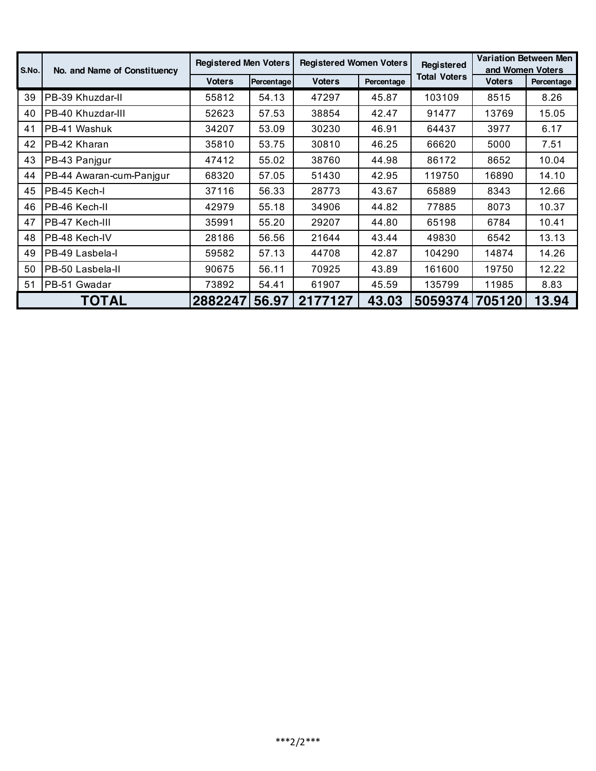| S.No. | No. and Name of Constituency | Registered Men Voters | | Registered Women Voters | | Registered Total Voters | Variation Between Men and Women Voters | |
|---|---|---|---|---|---|---|---|---|
| | | Voters | Percentage | Voters | Percentage | | Voters | Percentage |
| 39 | PB-39 Khuzdar-II | 55812 | 54.13 | 47297 | 45.87 | 103109 | 8515 | 8.26 |
| 40 | PB-40 Khuzdar-III | 52623 | 57.53 | 38854 | 42.47 | 91477 | 13769 | 15.05 |
| 41 | PB-41 Washuk | 34207 | 53.09 | 30230 | 46.91 | 64437 | 3977 | 6.17 |
| 42 | PB-42 Kharan | 35810 | 53.75 | 30810 | 46.25 | 66620 | 5000 | 7.51 |
| 43 | PB-43 Panjgur | 47412 | 55.02 | 38760 | 44.98 | 86172 | 8652 | 10.04 |
| 44 | PB-44 Awaran-cum-Panjgur | 68320 | 57.05 | 51430 | 42.95 | 119750 | 16890 | 14.10 |
| 45 | PB-45 Kech-I | 37116 | 56.33 | 28773 | 43.67 | 65889 | 8343 | 12.66 |
| 46 | PB-46 Kech-II | 42979 | 55.18 | 34906 | 44.82 | 77885 | 8073 | 10.37 |
| 47 | PB-47 Kech-III | 35991 | 55.20 | 29207 | 44.80 | 65198 | 6784 | 10.41 |
| 48 | PB-48 Kech-IV | 28186 | 56.56 | 21644 | 43.44 | 49830 | 6542 | 13.13 |
| 49 | PB-49 Lasbela-I | 59582 | 57.13 | 44708 | 42.87 | 104290 | 14874 | 14.26 |
| 50 | PB-50 Lasbela-II | 90675 | 56.11 | 70925 | 43.89 | 161600 | 19750 | 12.22 |
| 51 | PB-51 Gwadar | 73892 | 54.41 | 61907 | 45.59 | 135799 | 11985 | 8.83 |
| **TOTAL** | | **2882247** | **56.97** | **2177127** | **43.03** | **5059374** | **705120** | **13.94** |

***2/2***